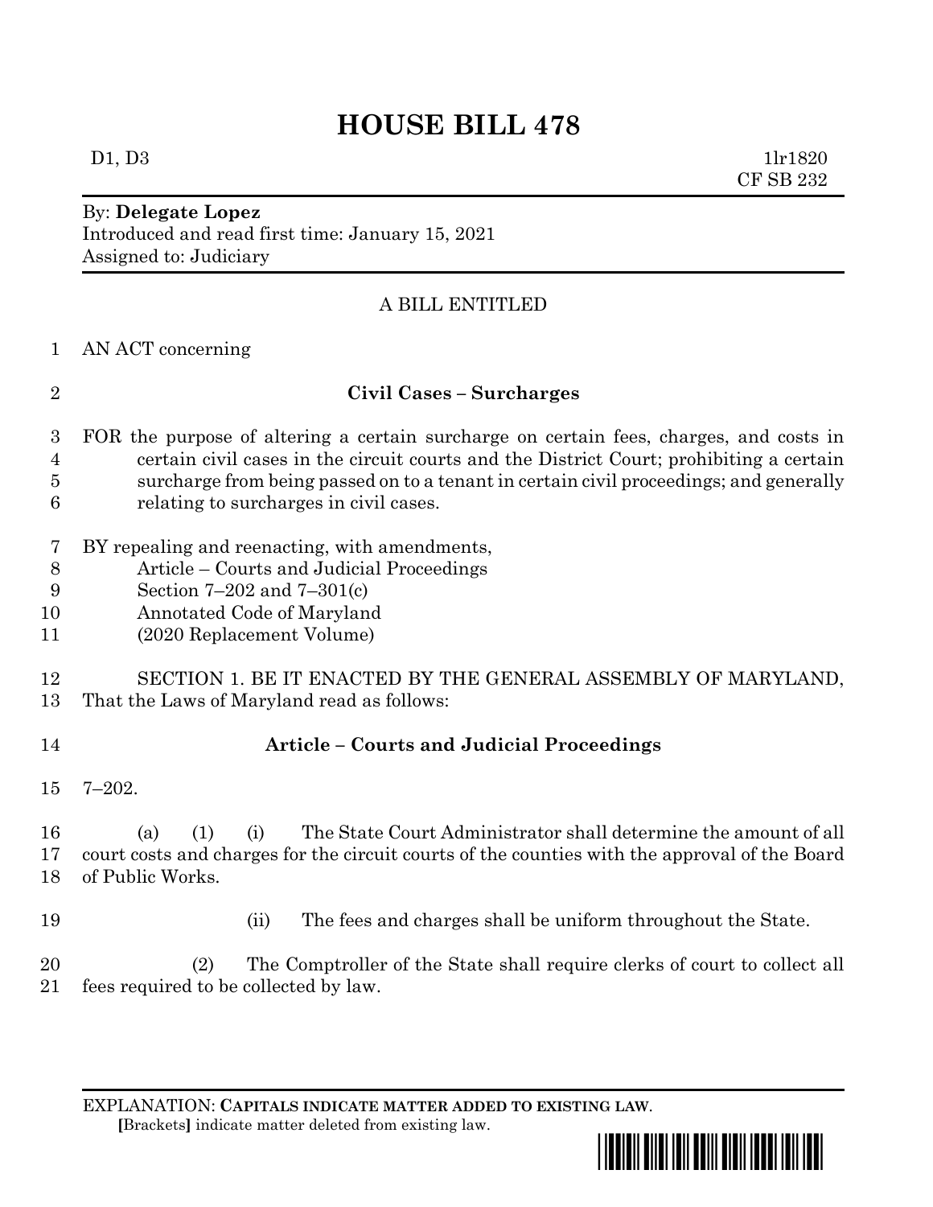# HOUSE BILL 478

D1, D3 1lr1820
CF SB 232

By: **Delegate Lopez**
Introduced and read first time: January 15, 2021
Assigned to: Judiciary

A BILL ENTITLED

1 AN ACT concerning

2 **Civil Cases – Surcharges**

3 FOR the purpose of altering a certain surcharge on certain fees, charges, and costs in
4 certain civil cases in the circuit courts and the District Court; prohibiting a certain
5 surcharge from being passed on to a tenant in certain civil proceedings; and generally
6 relating to surcharges in civil cases.

7 BY repealing and reenacting, with amendments,
8 Article – Courts and Judicial Proceedings
9 Section 7–202 and 7–301(c)
10 Annotated Code of Maryland
11 (2020 Replacement Volume)

12 SECTION 1. BE IT ENACTED BY THE GENERAL ASSEMBLY OF MARYLAND,
13 That the Laws of Maryland read as follows:

14 **Article – Courts and Judicial Proceedings**

15 7–202.

16 (a) (1) (i) The State Court Administrator shall determine the amount of all
17 court costs and charges for the circuit courts of the counties with the approval of the Board
18 of Public Works.

19 (ii) The fees and charges shall be uniform throughout the State.

20 (2) The Comptroller of the State shall require clerks of court to collect all
21 fees required to be collected by law.

EXPLANATION: **CAPITALS INDICATE MATTER ADDED TO EXISTING LAW**.
**[**Brackets**]** indicate matter deleted from existing law.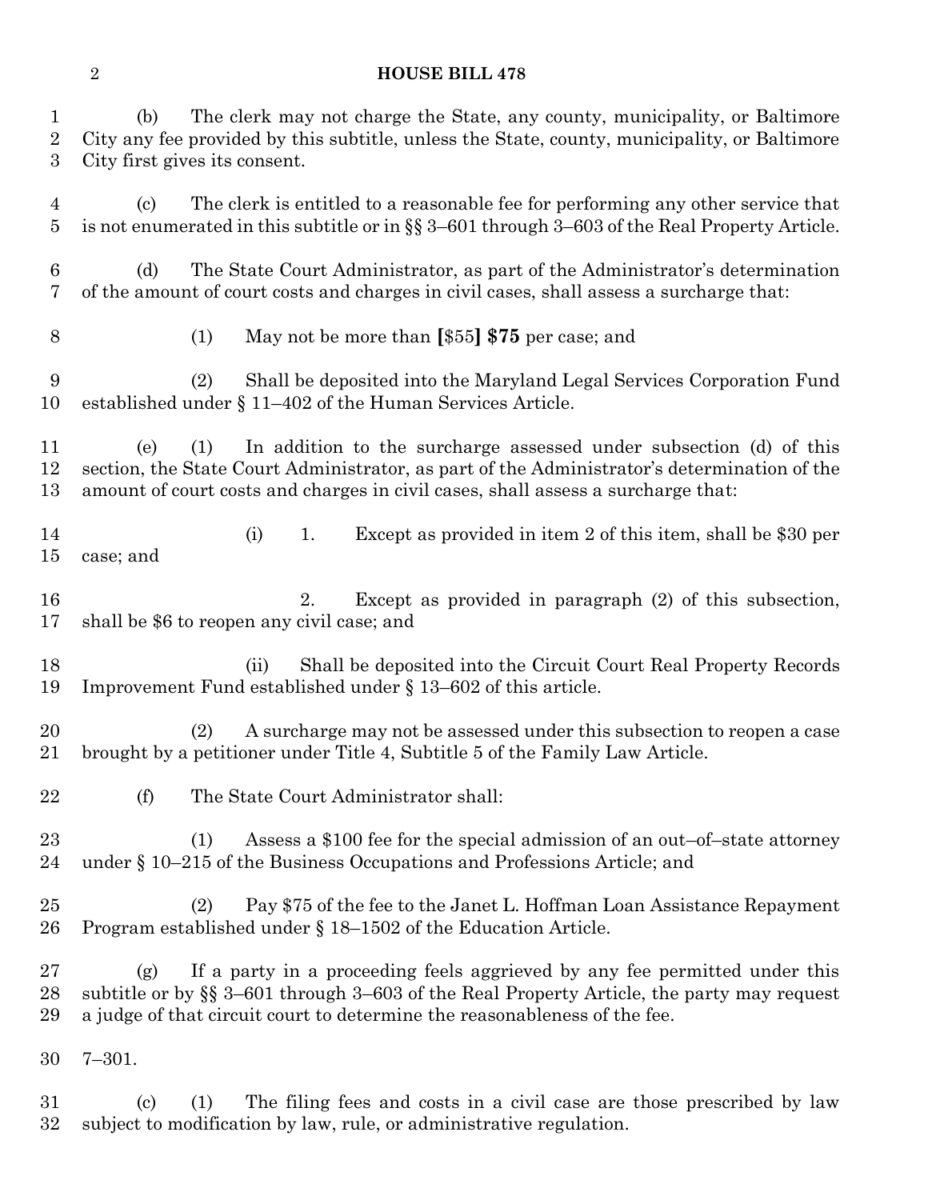(b) The clerk may not charge the State, any county, municipality, or Baltimore City any fee provided by this subtitle, unless the State, county, municipality, or Baltimore City first gives its consent.

(c) The clerk is entitled to a reasonable fee for performing any other service that is not enumerated in this subtitle or in §§ 3–601 through 3–603 of the Real Property Article.

(d) The State Court Administrator, as part of the Administrator's determination of the amount of court costs and charges in civil cases, shall assess a surcharge that:

(1) May not be more than **[**$55**] $75** per case; and

(2) Shall be deposited into the Maryland Legal Services Corporation Fund established under § 11–402 of the Human Services Article.

(e) (1) In addition to the surcharge assessed under subsection (d) of this section, the State Court Administrator, as part of the Administrator's determination of the amount of court costs and charges in civil cases, shall assess a surcharge that:

(i) 1. Except as provided in item 2 of this item, shall be $30 per case; and

2. Except as provided in paragraph (2) of this subsection, shall be $6 to reopen any civil case; and

(ii) Shall be deposited into the Circuit Court Real Property Records Improvement Fund established under § 13–602 of this article.

(2) A surcharge may not be assessed under this subsection to reopen a case brought by a petitioner under Title 4, Subtitle 5 of the Family Law Article.

(f) The State Court Administrator shall:

(1) Assess a $100 fee for the special admission of an out–of–state attorney under § 10–215 of the Business Occupations and Professions Article; and

(2) Pay $75 of the fee to the Janet L. Hoffman Loan Assistance Repayment Program established under § 18–1502 of the Education Article.

(g) If a party in a proceeding feels aggrieved by any fee permitted under this subtitle or by §§ 3–601 through 3–603 of the Real Property Article, the party may request a judge of that circuit court to determine the reasonableness of the fee.

7–301.

(c) (1) The filing fees and costs in a civil case are those prescribed by law subject to modification by law, rule, or administrative regulation.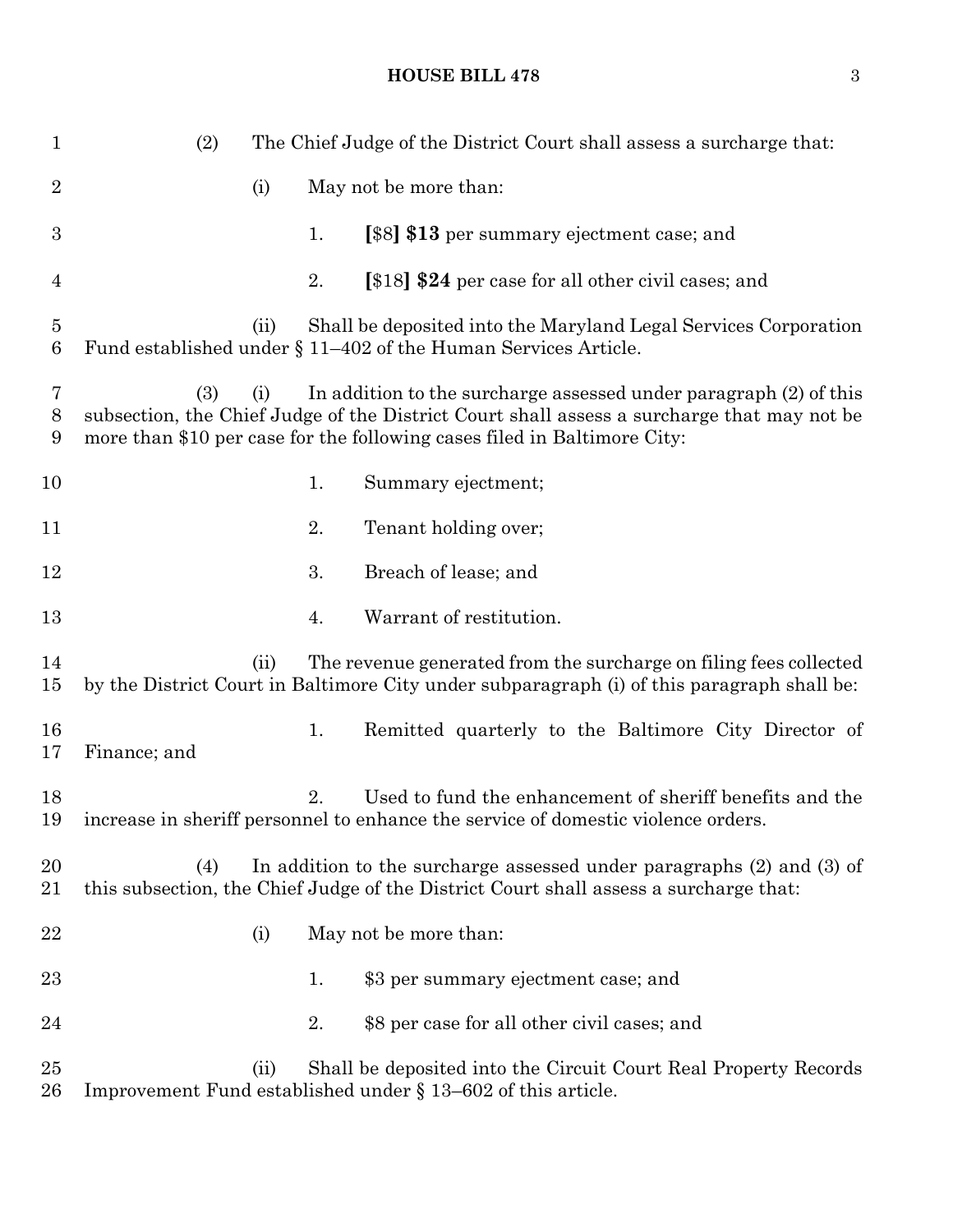(2) The Chief Judge of the District Court shall assess a surcharge that:

(i) May not be more than:

1. [$8] **$13** per summary ejectment case; and

2. [$18] **$24** per case for all other civil cases; and

(ii) Shall be deposited into the Maryland Legal Services Corporation Fund established under § 11–402 of the Human Services Article.

(3) (i) In addition to the surcharge assessed under paragraph (2) of this subsection, the Chief Judge of the District Court shall assess a surcharge that may not be more than $10 per case for the following cases filed in Baltimore City:

1. Summary ejectment;

2. Tenant holding over;

3. Breach of lease; and

4. Warrant of restitution.

(ii) The revenue generated from the surcharge on filing fees collected by the District Court in Baltimore City under subparagraph (i) of this paragraph shall be:

1. Remitted quarterly to the Baltimore City Director of Finance; and

2. Used to fund the enhancement of sheriff benefits and the increase in sheriff personnel to enhance the service of domestic violence orders.

(4) In addition to the surcharge assessed under paragraphs (2) and (3) of this subsection, the Chief Judge of the District Court shall assess a surcharge that:

(i) May not be more than:

1. $3 per summary ejectment case; and

2. $8 per case for all other civil cases; and

(ii) Shall be deposited into the Circuit Court Real Property Records Improvement Fund established under § 13–602 of this article.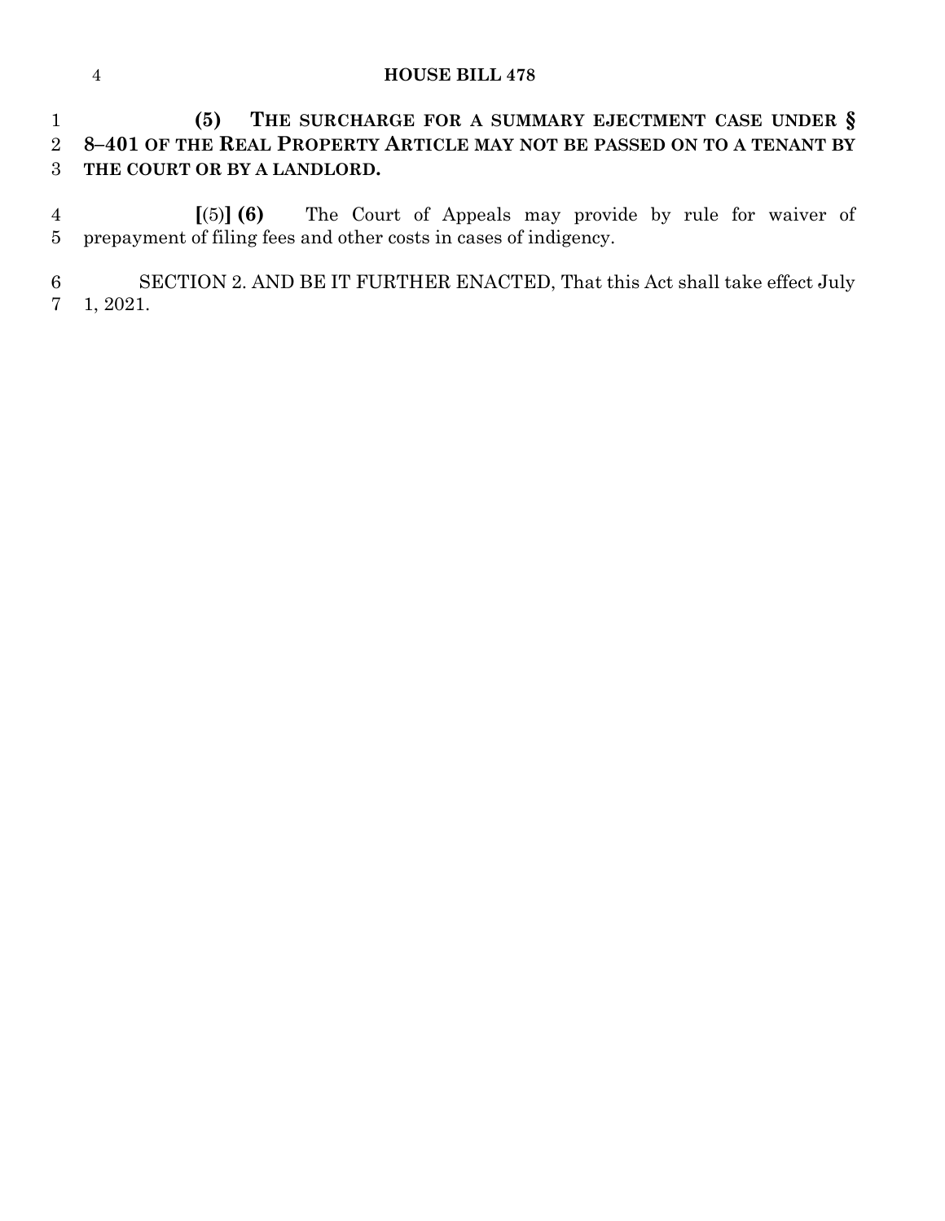**(5) THE SURCHARGE FOR A SUMMARY EJECTMENT CASE UNDER § 8–401 OF THE REAL PROPERTY ARTICLE MAY NOT BE PASSED ON TO A TENANT BY THE COURT OR BY A LANDLORD.**

**[**(5)**] (6)** The Court of Appeals may provide by rule for waiver of prepayment of filing fees and other costs in cases of indigency.

SECTION 2. AND BE IT FURTHER ENACTED, That this Act shall take effect July 1, 2021.